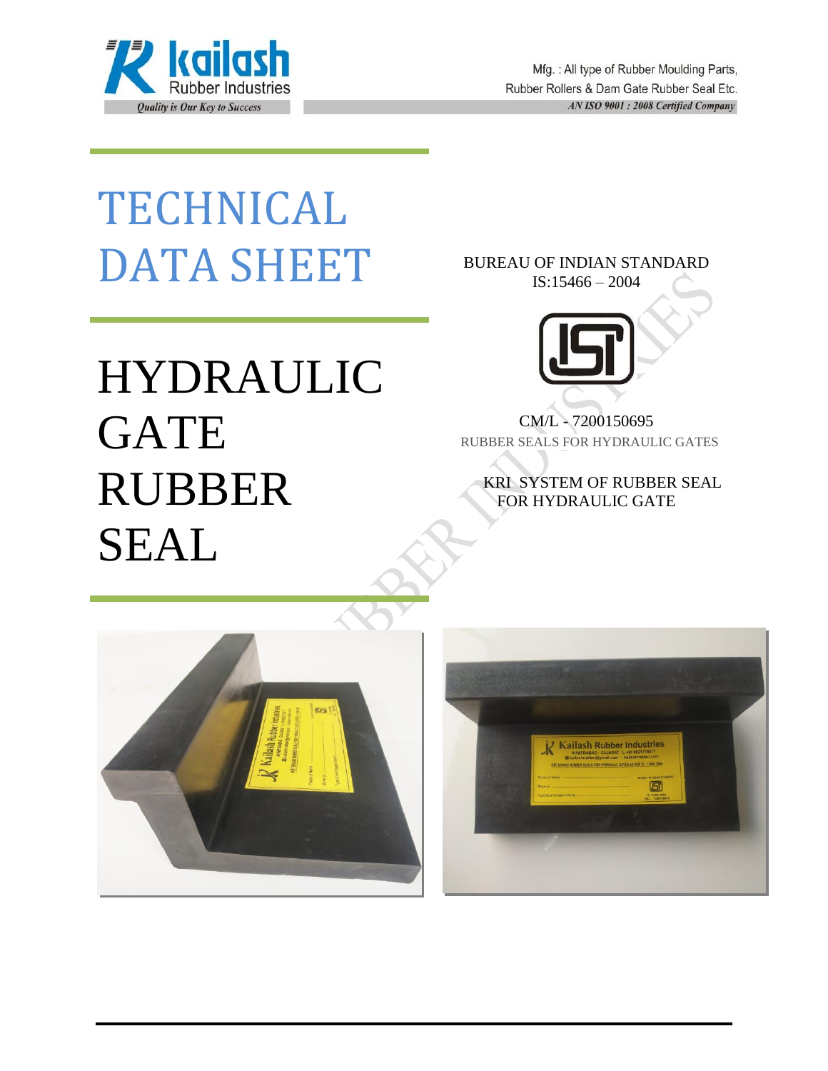Kailash Rubber Industries

*Quality is Our Key to Success*

Mfg. : All type of Rubber Moulding Parts, Rubber Rollers & Dam Gate Rubber Seal Etc.

*AN ISO 9001 : 2008 Certified Company*

# TECHNICAL DATA SHEET

# HYDRAULIC GATE RUBBER SEAL

BUREAU OF INDIAN STANDARD
IS:15466 – 2004

CM/L - 7200150695
RUBBER SEALS FOR HYDRAULIC GATES

KRI SYSTEM OF RUBBER SEAL FOR HYDRAULIC GATE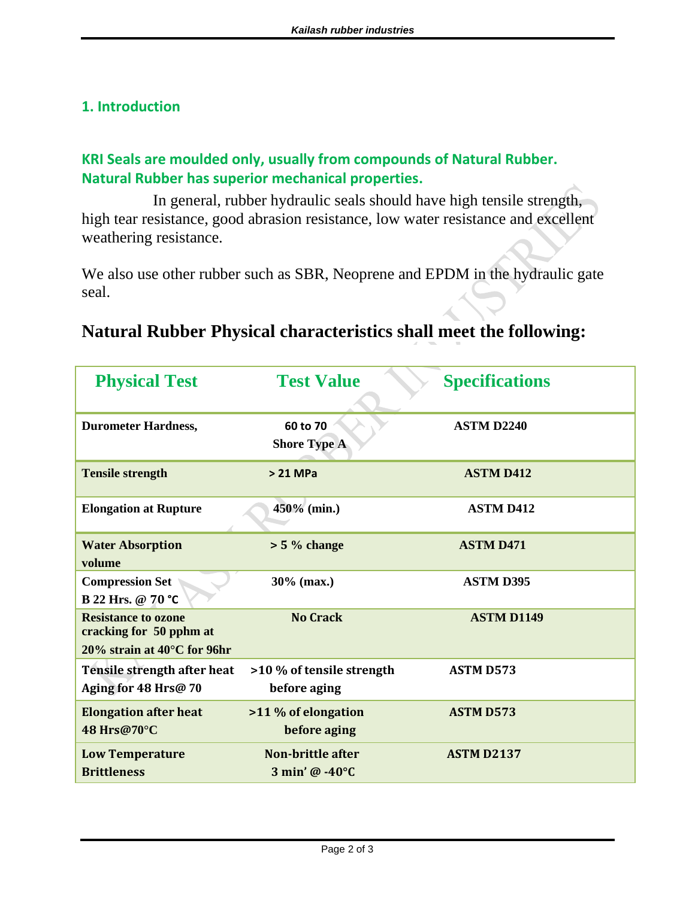## 1. Introduction

**KRI Seals are moulded only, usailly from compounds of Natural Rubber. Natural Rubber has superior mechanical properties.**

In general, rubber hydraulic seals should have high tensile strength, high tear resistance, good abrasion resistance, low water resistance and excellent weathering resistance.

We also use other rubber such as SBR, Neoprene and EPDM in the hydraulic gate seal.

## Natural Rubber Physical characteristics shall meet the following:

| Physical Test | Test Value | Specifications |
|---|---|---|
| **Durometer Hardness,** | **60 to 70 Shore Type A** | **ASTM D2240** |
| **Tensile strength** | **> 21 MPa** | **ASTM D412** |
| **Elongation at Rupture** | **450% (min.)** | **ASTM D412** |
| **Water Absorption volume** | **> 5 % change** | **ASTM D471** |
| **Compression Set B 22 Hrs. @ 70 °C** | **30% (max.)** | **ASTM D395** |
| **Resistance to ozone cracking for 50 pphm at 20% strain at 40°C for 96hr** | **No Crack** | **ASTM D1149** |
| **Tensile strength after heat Aging for 48 Hrs@ 70** | **>10 % of tensile strength before aging** | **ASTM D573** |
| **Elongation after heat 48 Hrs@70°C** | **>11 % of elongation before aging** | **ASTM D573** |
| **Low Temperature Brittleness** | **Non-brittle after 3 min' @ -40°C** | **ASTM D2137** |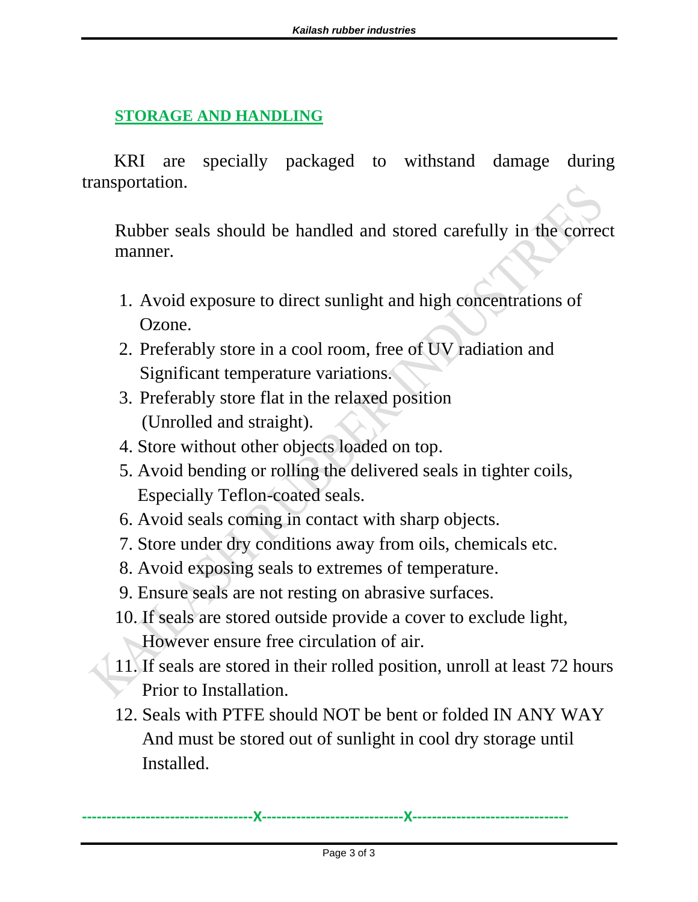## STORAGE AND HANDLING

KRI are specially packaged to withstand damage during transportation.

Rubber seals should be handled and stored carefully in the correct manner.

1. Avoid exposure to direct sunlight and high concentrations of Ozone.
2. Preferably store in a cool room, free of UV radiation and Significant temperature variations.
3. Preferably store flat in the relaxed position (Unrolled and straight).
4. Store without other objects loaded on top.
5. Avoid bending or rolling the delivered seals in tighter coils, Especially Teflon-coated seals.
6. Avoid seals coming in contact with sharp objects.
7. Store under dry conditions away from oils, chemicals etc.
8. Avoid exposing seals to extremes of temperature.
9. Ensure seals are not resting on abrasive surfaces.
10. If seals are stored outside provide a cover to exclude light, However ensure free circulation of air.
11. If seals are stored in their rolled position, unroll at least 72 hours Prior to Installation.
12. Seals with PTFE should NOT be bent or folded IN ANY WAY And must be stored out of sunlight in cool dry storage until Installed.

----------------------------------X----------------------------X-------------------------------